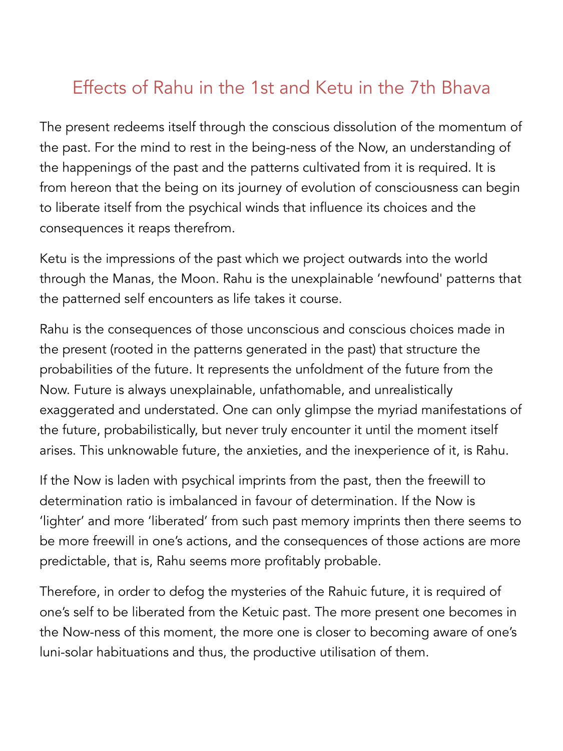# Effects of Rahu in the 1st and Ketu in the 7th Bhava

The present redeems itself through the conscious dissolution of the momentum of the past. For the mind to rest in the being-ness of the Now, an understanding of the happenings of the past and the patterns cultivated from it is required. It is from hereon that the being on its journey of evolution of consciousness can begin to liberate itself from the psychical winds that influence its choices and the consequences it reaps therefrom.

Ketu is the impressions of the past which we project outwards into the world through the Manas, the Moon. Rahu is the unexplainable 'newfound' patterns that the patterned self encounters as life takes it course.

Rahu is the consequences of those unconscious and conscious choices made in the present (rooted in the patterns generated in the past) that structure the probabilities of the future. It represents the unfoldment of the future from the Now. Future is always unexplainable, unfathomable, and unrealistically exaggerated and understated. One can only glimpse the myriad manifestations of the future, probabilistically, but never truly encounter it until the moment itself arises. This unknowable future, the anxieties, and the inexperience of it, is Rahu.

If the Now is laden with psychical imprints from the past, then the freewill to determination ratio is imbalanced in favour of determination. If the Now is 'lighter' and more 'liberated' from such past memory imprints then there seems to be more freewill in one's actions, and the consequences of those actions are more predictable, that is, Rahu seems more profitably probable.

Therefore, in order to defog the mysteries of the Rahuic future, it is required of one's self to be liberated from the Ketuic past. The more present one becomes in the Now-ness of this moment, the more one is closer to becoming aware of one's luni-solar habituations and thus, the productive utilisation of them.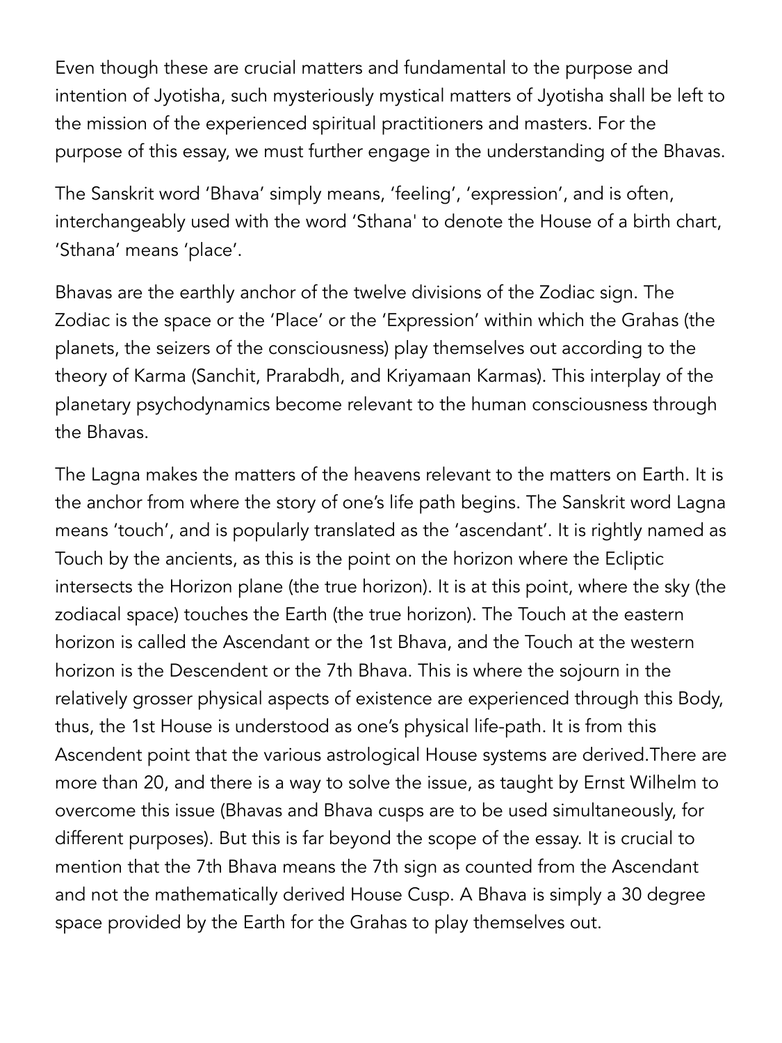Even though these are crucial matters and fundamental to the purpose and intention of Jyotisha, such mysteriously mystical matters of Jyotisha shall be left to the mission of the experienced spiritual practitioners and masters. For the purpose of this essay, we must further engage in the understanding of the Bhavas.

The Sanskrit word 'Bhava' simply means, 'feeling', 'expression', and is often, interchangeably used with the word 'Sthana' to denote the House of a birth chart, 'Sthana' means 'place'.

Bhavas are the earthly anchor of the twelve divisions of the Zodiac sign. The Zodiac is the space or the 'Place' or the 'Expression' within which the Grahas (the planets, the seizers of the consciousness) play themselves out according to the theory of Karma (Sanchit, Prarabdh, and Kriyamaan Karmas). This interplay of the planetary psychodynamics become relevant to the human consciousness through the Bhavas.

The Lagna makes the matters of the heavens relevant to the matters on Earth. It is the anchor from where the story of one's life path begins. The Sanskrit word Lagna means 'touch', and is popularly translated as the 'ascendant'. It is rightly named as Touch by the ancients, as this is the point on the horizon where the Ecliptic intersects the Horizon plane (the true horizon). It is at this point, where the sky (the zodiacal space) touches the Earth (the true horizon). The Touch at the eastern horizon is called the Ascendant or the 1st Bhava, and the Touch at the western horizon is the Descendent or the 7th Bhava. This is where the sojourn in the relatively grosser physical aspects of existence are experienced through this Body, thus, the 1st House is understood as one's physical life-path. It is from this Ascendent point that the various astrological House systems are derived.There are more than 20, and there is a way to solve the issue, as taught by Ernst Wilhelm to overcome this issue (Bhavas and Bhava cusps are to be used simultaneously, for different purposes). But this is far beyond the scope of the essay. It is crucial to mention that the 7th Bhava means the 7th sign as counted from the Ascendant and not the mathematically derived House Cusp. A Bhava is simply a 30 degree space provided by the Earth for the Grahas to play themselves out.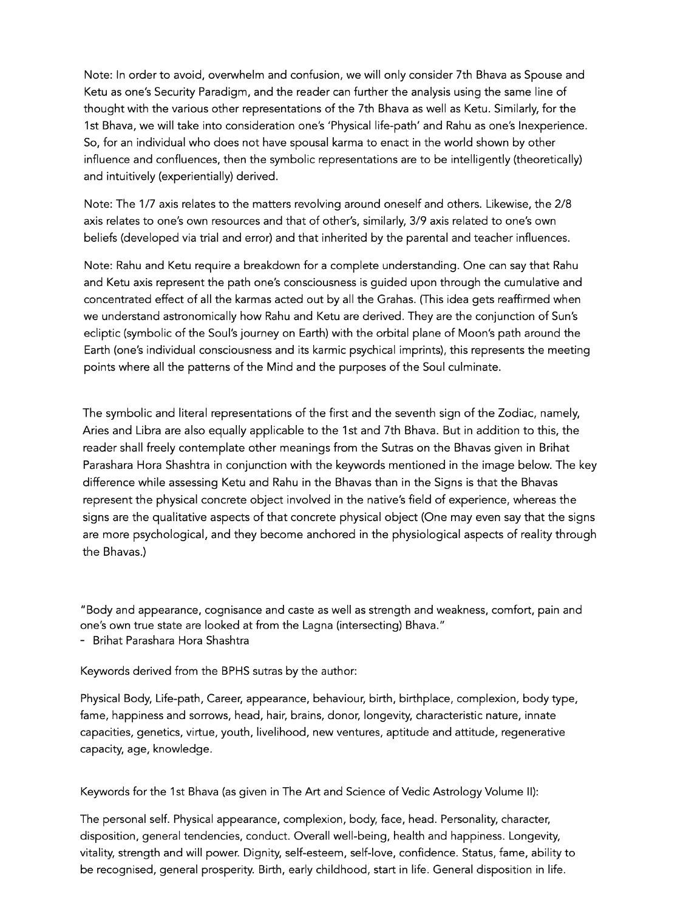Note: In order to avoid, overwhelm and confusion, we will only consider 7th Bhava as Spouse and Ketu as one's Security Paradigm, and the reader can further the analysis using the same line of thought with the various other representations of the 7th Bhava as well as Ketu. Similarly, for the 1st Bhava, we will take into consideration one's 'Physical life-path' and Rahu as one's Inexperience. So, for an individual who does not have spousal karma to enact in the world shown by other influence and confluences, then the symbolic representations are to be intelligently (theoretically) and intuitively (experientially) derived.

Note: The 1/7 axis relates to the matters revolving around oneself and others. Likewise, the 2/8 axis relates to one's own resources and that of other's, similarly, 3/9 axis related to one's own beliefs (developed via trial and error) and that inherited by the parental and teacher influences.

Note: Rahu and Ketu require a breakdown for a complete understanding. One can say that Rahu and Ketu axis represent the path one's consciousness is guided upon through the cumulative and concentrated effect of all the karmas acted out by all the Grahas. (This idea gets reaffirmed when we understand astronomically how Rahu and Ketu are derived. They are the conjunction of Sun's ecliptic (symbolic of the Soul's journey on Earth) with the orbital plane of Moon's path around the Earth (one's individual consciousness and its karmic psychical imprints), this represents the meeting points where all the patterns of the Mind and the purposes of the Soul culminate.

The symbolic and literal representations of the first and the seventh sign of the Zodiac, namely, Aries and Libra are also equally applicable to the 1st and 7th Bhava. But in addition to this, the reader shall freely contemplate other meanings from the Sutras on the Bhavas given in Brihat Parashara Hora Shashtra in conjunction with the keywords mentioned in the image below. The key difference while assessing Ketu and Rahu in the Bhavas than in the Signs is that the Bhavas represent the physical concrete object involved in the native's field of experience, whereas the signs are the qualitative aspects of that concrete physical object (One may even say that the signs are more psychological, and they become anchored in the physiological aspects of reality through the Bhavas.)

"Body and appearance, cognisance and caste as well as strength and weakness, comfort, pain and one's own true state are looked at from the Lagna (intersecting) Bhava."
- Brihat Parashara Hora Shashtra

Keywords derived from the BPHS sutras by the author:

Physical Body, Life-path, Career, appearance, behaviour, birth, birthplace, complexion, body type, fame, happiness and sorrows, head, hair, brains, donor, longevity, characteristic nature, innate capacities, genetics, virtue, youth, livelihood, new ventures, aptitude and attitude, regenerative capacity, age, knowledge.

Keywords for the 1st Bhava (as given in The Art and Science of Vedic Astrology Volume II):

The personal self. Physical appearance, complexion, body, face, head. Personality, character, disposition, general tendencies, conduct. Overall well-being, health and happiness. Longevity, vitality, strength and will power. Dignity, self-esteem, self-love, confidence. Status, fame, ability to be recognised, general prosperity. Birth, early childhood, start in life. General disposition in life.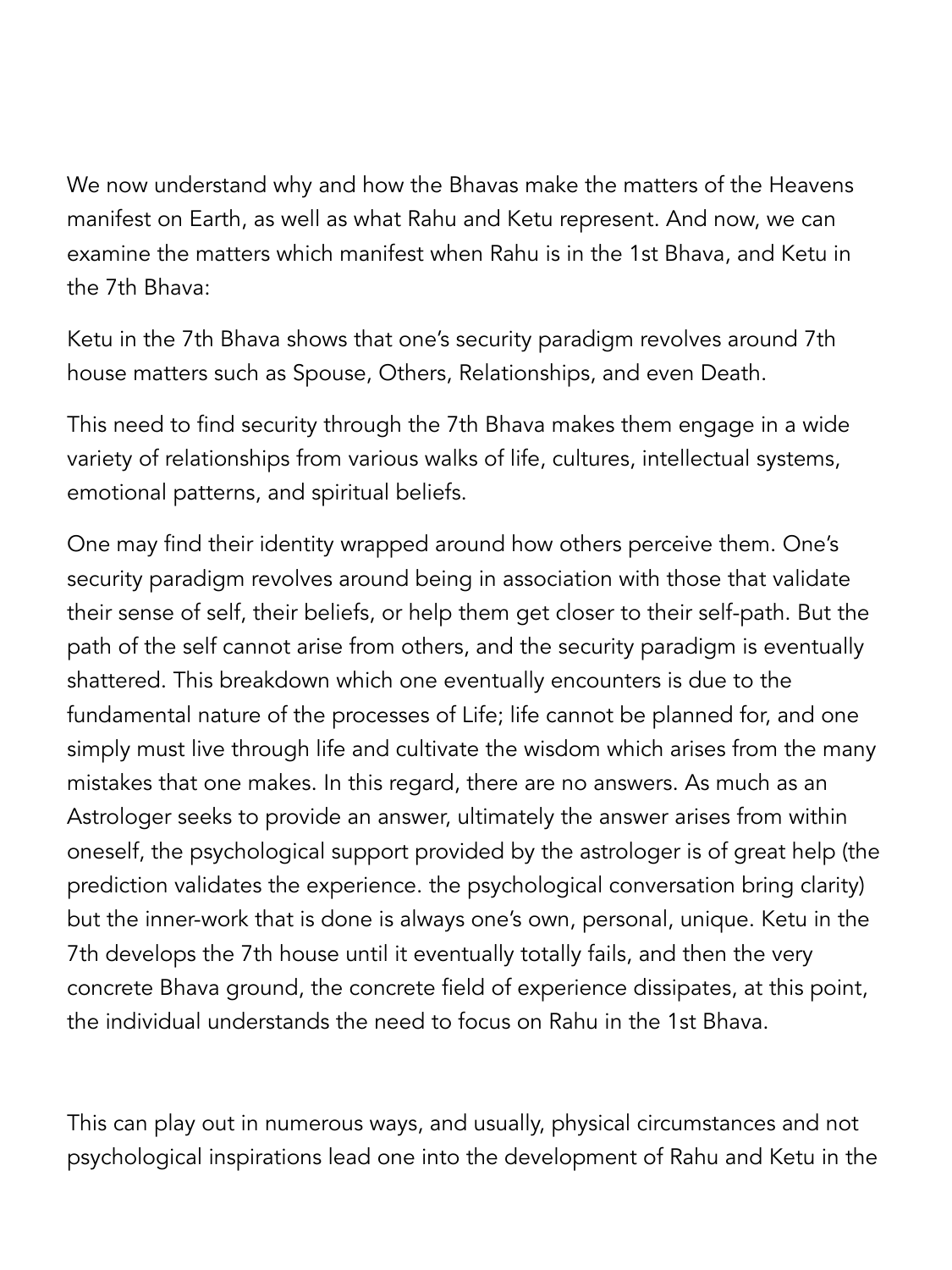We now understand why and how the Bhavas make the matters of the Heavens manifest on Earth, as well as what Rahu and Ketu represent. And now, we can examine the matters which manifest when Rahu is in the 1st Bhava, and Ketu in the 7th Bhava:

Ketu in the 7th Bhava shows that one's security paradigm revolves around 7th house matters such as Spouse, Others, Relationships, and even Death.

This need to find security through the 7th Bhava makes them engage in a wide variety of relationships from various walks of life, cultures, intellectual systems, emotional patterns, and spiritual beliefs.

One may find their identity wrapped around how others perceive them. One's security paradigm revolves around being in association with those that validate their sense of self, their beliefs, or help them get closer to their self-path. But the path of the self cannot arise from others, and the security paradigm is eventually shattered. This breakdown which one eventually encounters is due to the fundamental nature of the processes of Life; life cannot be planned for, and one simply must live through life and cultivate the wisdom which arises from the many mistakes that one makes. In this regard, there are no answers. As much as an Astrologer seeks to provide an answer, ultimately the answer arises from within oneself, the psychological support provided by the astrologer is of great help (the prediction validates the experience. the psychological conversation bring clarity) but the inner-work that is done is always one's own, personal, unique. Ketu in the 7th develops the 7th house until it eventually totally fails, and then the very concrete Bhava ground, the concrete field of experience dissipates, at this point, the individual understands the need to focus on Rahu in the 1st Bhava.

This can play out in numerous ways, and usually, physical circumstances and not psychological inspirations lead one into the development of Rahu and Ketu in the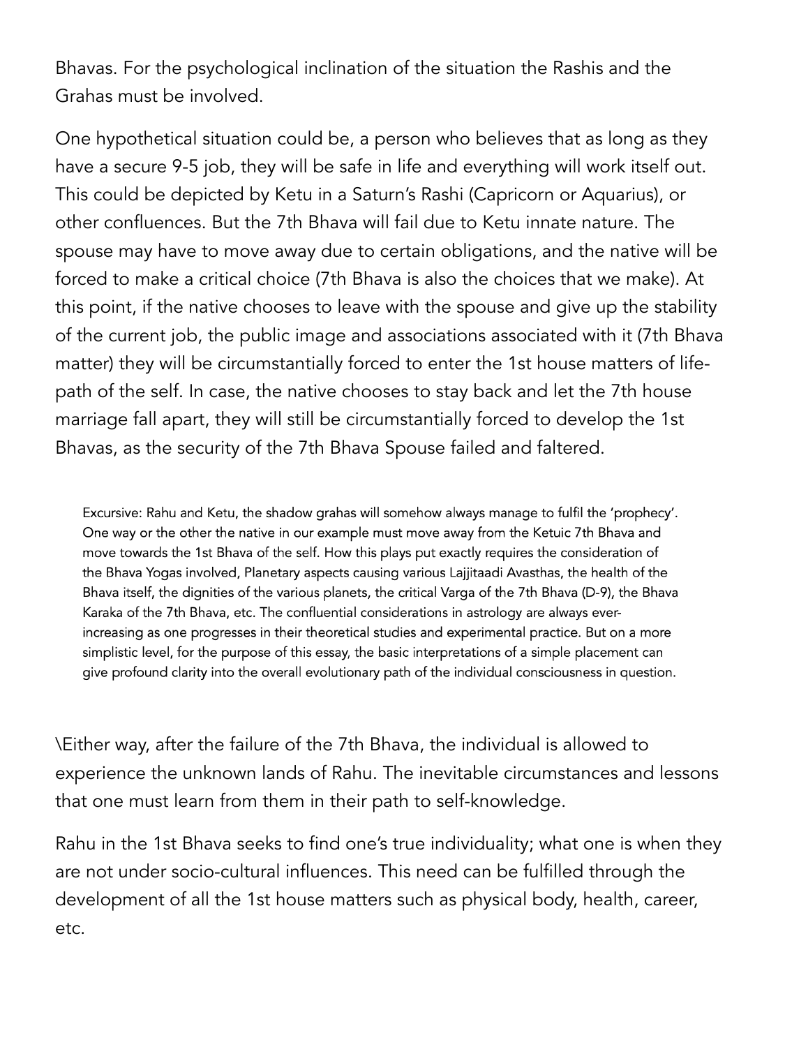Bhavas. For the psychological inclination of the situation the Rashis and the Grahas must be involved.

One hypothetical situation could be, a person who believes that as long as they have a secure 9-5 job, they will be safe in life and everything will work itself out. This could be depicted by Ketu in a Saturn's Rashi (Capricorn or Aquarius), or other confluences. But the 7th Bhava will fail due to Ketu innate nature. The spouse may have to move away due to certain obligations, and the native will be forced to make a critical choice (7th Bhava is also the choices that we make). At this point, if the native chooses to leave with the spouse and give up the stability of the current job, the public image and associations associated with it (7th Bhava matter) they will be circumstantially forced to enter the 1st house matters of life-path of the self. In case, the native chooses to stay back and let the 7th house marriage fall apart, they will still be circumstantially forced to develop the 1st Bhavas, as the security of the 7th Bhava Spouse failed and faltered.

> Excursive: Rahu and Ketu, the shadow grahas will somehow always manage to fulfil the 'prophecy'. One way or the other the native in our example must move away from the Ketuic 7th Bhava and move towards the 1st Bhava of the self. How this plays put exactly requires the consideration of the Bhava Yogas involved, Planetary aspects causing various Lajjitaadi Avasthas, the health of the Bhava itself, the dignities of the various planets, the critical Varga of the 7th Bhava (D-9), the Bhava Karaka of the 7th Bhava, etc. The confluential considerations in astrology are always ever-increasing as one progresses in their theoretical studies and experimental practice. But on a more simplistic level, for the purpose of this essay, the basic interpretations of a simple placement can give profound clarity into the overall evolutionary path of the individual consciousness in question.

\Either way, after the failure of the 7th Bhava, the individual is allowed to experience the unknown lands of Rahu. The inevitable circumstances and lessons that one must learn from them in their path to self-knowledge.

Rahu in the 1st Bhava seeks to find one's true individuality; what one is when they are not under socio-cultural influences. This need can be fulfilled through the development of all the 1st house matters such as physical body, health, career, etc.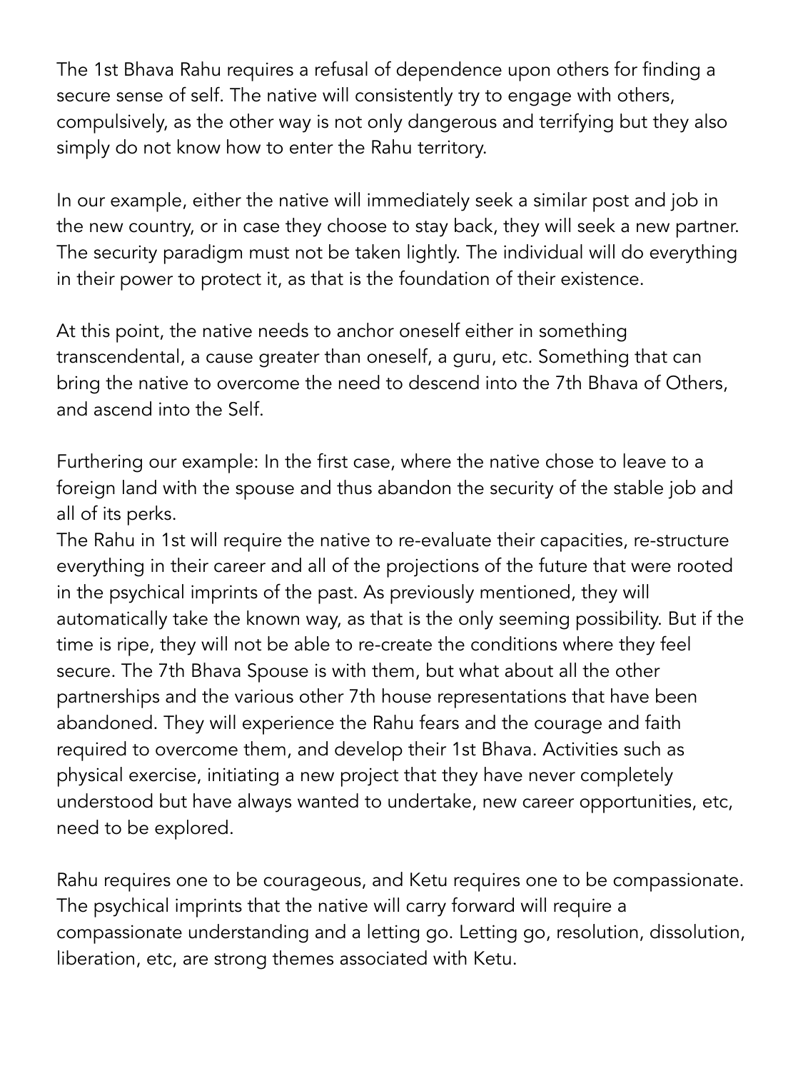The 1st Bhava Rahu requires a refusal of dependence upon others for finding a secure sense of self. The native will consistently try to engage with others, compulsively, as the other way is not only dangerous and terrifying but they also simply do not know how to enter the Rahu territory.

In our example, either the native will immediately seek a similar post and job in the new country, or in case they choose to stay back, they will seek a new partner. The security paradigm must not be taken lightly. The individual will do everything in their power to protect it, as that is the foundation of their existence.

At this point, the native needs to anchor oneself either in something transcendental, a cause greater than oneself, a guru, etc. Something that can bring the native to overcome the need to descend into the 7th Bhava of Others, and ascend into the Self.

Furthering our example: In the first case, where the native chose to leave to a foreign land with the spouse and thus abandon the security of the stable job and all of its perks.
The Rahu in 1st will require the native to re-evaluate their capacities, re-structure everything in their career and all of the projections of the future that were rooted in the psychical imprints of the past. As previously mentioned, they will automatically take the known way, as that is the only seeming possibility. But if the time is ripe, they will not be able to re-create the conditions where they feel secure. The 7th Bhava Spouse is with them, but what about all the other partnerships and the various other 7th house representations that have been abandoned. They will experience the Rahu fears and the courage and faith required to overcome them, and develop their 1st Bhava. Activities such as physical exercise, initiating a new project that they have never completely understood but have always wanted to undertake, new career opportunities, etc, need to be explored.

Rahu requires one to be courageous, and Ketu requires one to be compassionate. The psychical imprints that the native will carry forward will require a compassionate understanding and a letting go. Letting go, resolution, dissolution, liberation, etc, are strong themes associated with Ketu.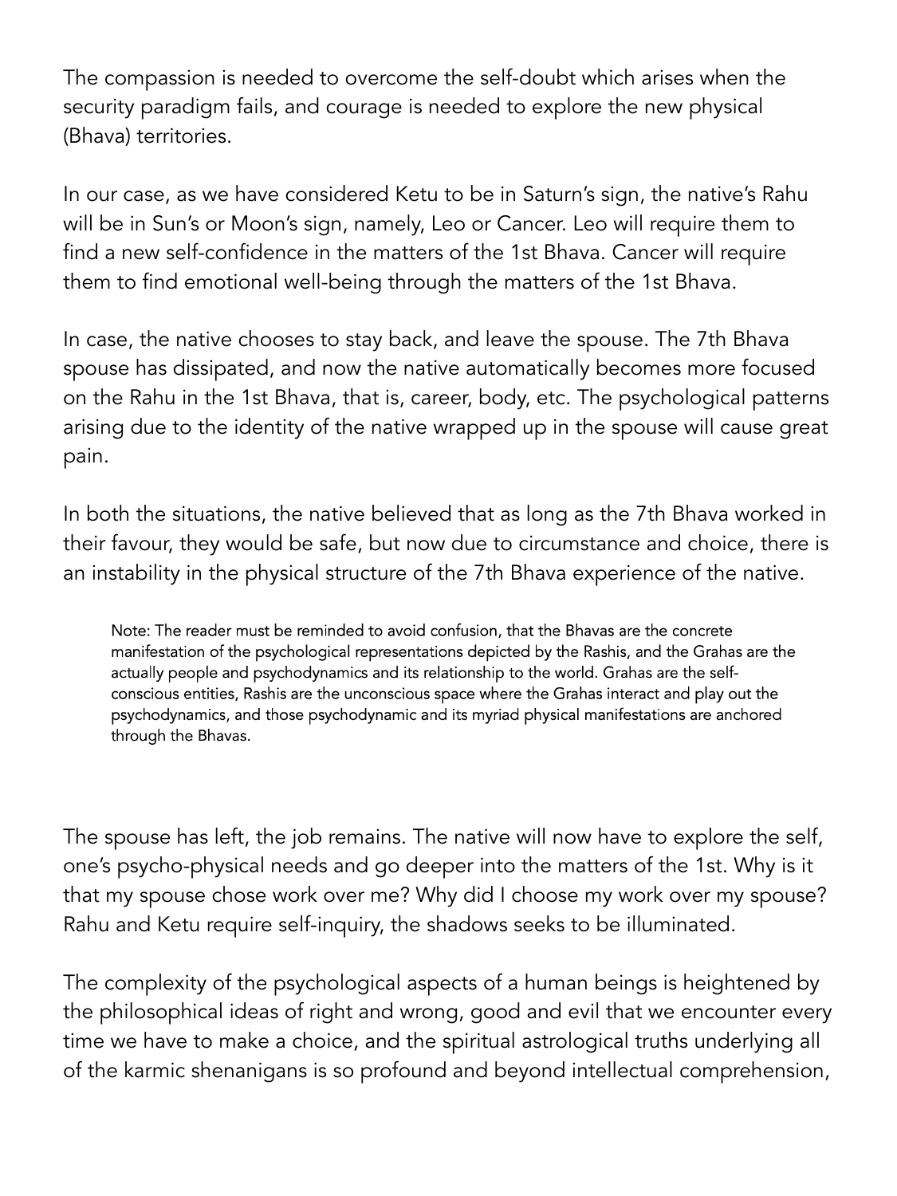The compassion is needed to overcome the self-doubt which arises when the security paradigm fails, and courage is needed to explore the new physical (Bhava) territories.

In our case, as we have considered Ketu to be in Saturn's sign, the native's Rahu will be in Sun's or Moon's sign, namely, Leo or Cancer. Leo will require them to find a new self-confidence in the matters of the 1st Bhava. Cancer will require them to find emotional well-being through the matters of the 1st Bhava.

In case, the native chooses to stay back, and leave the spouse. The 7th Bhava spouse has dissipated, and now the native automatically becomes more focused on the Rahu in the 1st Bhava, that is, career, body, etc. The psychological patterns arising due to the identity of the native wrapped up in the spouse will cause great pain.

In both the situations, the native believed that as long as the 7th Bhava worked in their favour, they would be safe, but now due to circumstance and choice, there is an instability in the physical structure of the 7th Bhava experience of the native.

> Note: The reader must be reminded to avoid confusion, that the Bhavas are the concrete manifestation of the psychological representations depicted by the Rashis, and the Grahas are the actually people and psychodynamics and its relationship to the world. Grahas are the self-conscious entities, Rashis are the unconscious space where the Grahas interact and play out the psychodynamics, and those psychodynamic and its myriad physical manifestations are anchored through the Bhavas.

The spouse has left, the job remains. The native will now have to explore the self, one's psycho-physical needs and go deeper into the matters of the 1st. Why is it that my spouse chose work over me? Why did I choose my work over my spouse? Rahu and Ketu require self-inquiry, the shadows seeks to be illuminated.

The complexity of the psychological aspects of a human beings is heightened by the philosophical ideas of right and wrong, good and evil that we encounter every time we have to make a choice, and the spiritual astrological truths underlying all of the karmic shenanigans is so profound and beyond intellectual comprehension,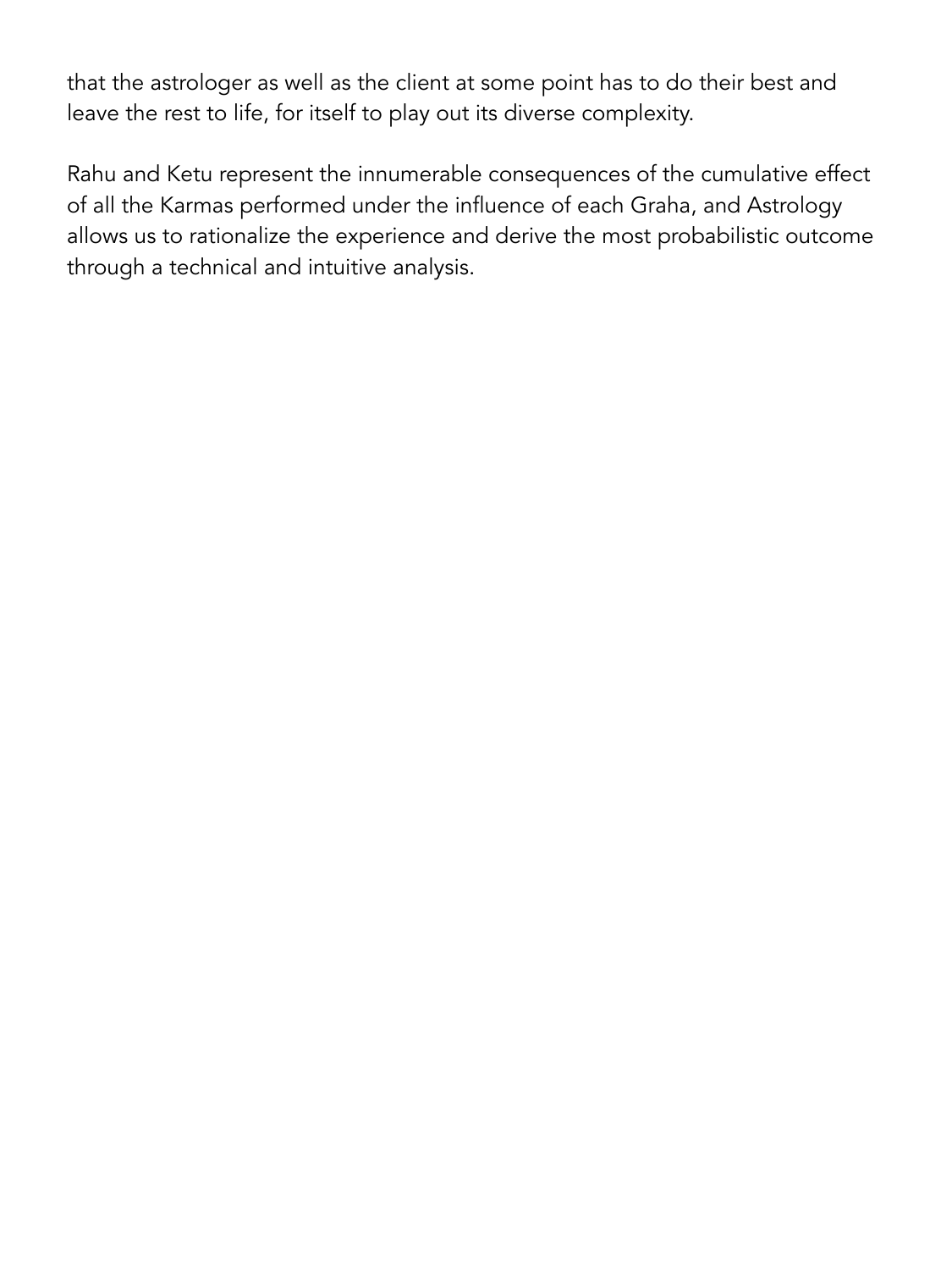that the astrologer as well as the client at some point has to do their best and leave the rest to life, for itself to play out its diverse complexity.

Rahu and Ketu represent the innumerable consequences of the cumulative effect of all the Karmas performed under the influence of each Graha, and Astrology allows us to rationalize the experience and derive the most probabilistic outcome through a technical and intuitive analysis.